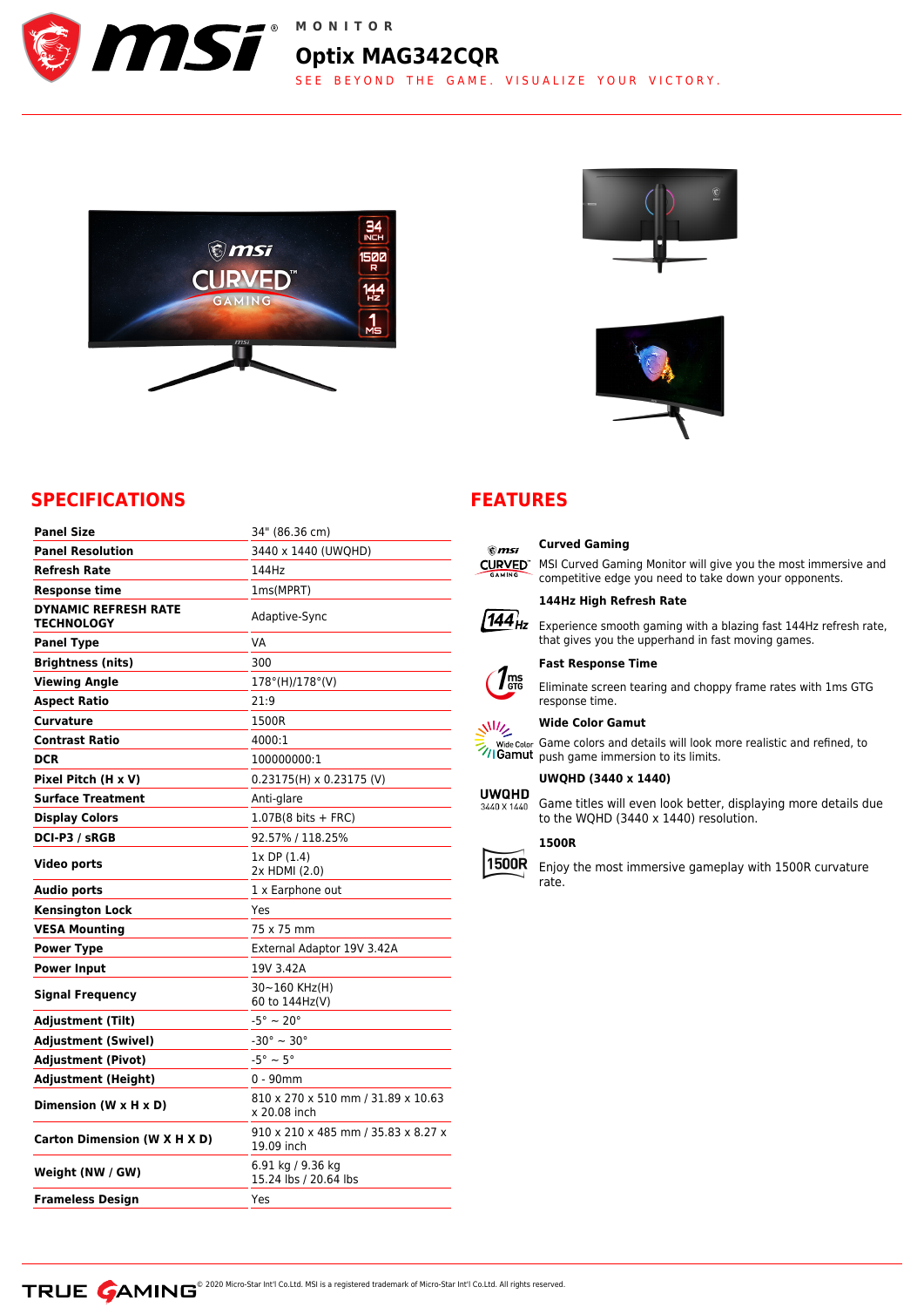MONITOR

# Optix MAG342CQR

SEE BEYOND THE GAME. VISUALIZE YOUR VICTORY.

## SPECIFICATIONS

| | |
|---|---|
| **Panel Size** | 34" (86.36 cm) |
| **Panel Resolution** | 3440 x 1440 (UWQHD) |
| **Refresh Rate** | 144Hz |
| **Response time** | 1ms(MPRT) |
| **DYNAMIC REFRESH RATE TECHNOLOGY** | Adaptive-Sync |
| **Panel Type** | VA |
| **Brightness (nits)** | 300 |
| **Viewing Angle** | 178°(H)/178°(V) |
| **Aspect Ratio** | 21:9 |
| **Curvature** | 1500R |
| **Contrast Ratio** | 4000:1 |
| **DCR** | 100000000:1 |
| **Pixel Pitch (H x V)** | 0.23175(H) x 0.23175 (V) |
| **Surface Treatment** | Anti-glare |
| **Display Colors** | 1.07B(8 bits + FRC) |
| **DCI-P3 / sRGB** | 92.57% / 118.25% |
| **Video ports** | 1x DP (1.4)<br>2x HDMI (2.0) |
| **Audio ports** | 1 x Earphone out |
| **Kensington Lock** | Yes |
| **VESA Mounting** | 75 x 75 mm |
| **Power Type** | External Adaptor 19V 3.42A |
| **Power Input** | 19V 3.42A |
| **Signal Frequency** | 30~160 KHz(H)<br>60 to 144Hz(V) |
| **Adjustment (Tilt)** | -5° ~ 20° |
| **Adjustment (Swivel)** | -30° ~ 30° |
| **Adjustment (Pivot)** | -5° ~ 5° |
| **Adjustment (Height)** | 0 - 90mm |
| **Dimension (W x H x D)** | 810 x 270 x 510 mm / 31.89 x 10.63 x 20.08 inch |
| **Carton Dimension (W X H X D)** | 910 x 210 x 485 mm / 35.83 x 8.27 x 19.09 inch |
| **Weight (NW / GW)** | 6.91 kg / 9.36 kg<br>15.24 lbs / 20.64 lbs |
| **Frameless Design** | Yes |

## FEATURES

**Curved Gaming**

MSI Curved Gaming Monitor will give you the most immersive and competitive edge you need to take down your opponents.

**144Hz High Refresh Rate**

Experience smooth gaming with a blazing fast 144Hz refresh rate, that gives you the upperhand in fast moving games.

**Fast Response Time**

Eliminate screen tearing and choppy frame rates with 1ms GTG response time.

**Wide Color Gamut**

Game colors and details will look more realistic and refined, to push game immersion to its limits.

**UWQHD (3440 x 1440)**

Game titles will even look better, displaying more details due to the WQHD (3440 x 1440) resolution.

**1500R**

Enjoy the most immersive gameplay with 1500R curvature rate.

© 2020 Micro-Star Int'l Co.Ltd. MSI is a registered trademark of Micro-Star Int'l Co.Ltd. All rights reserved.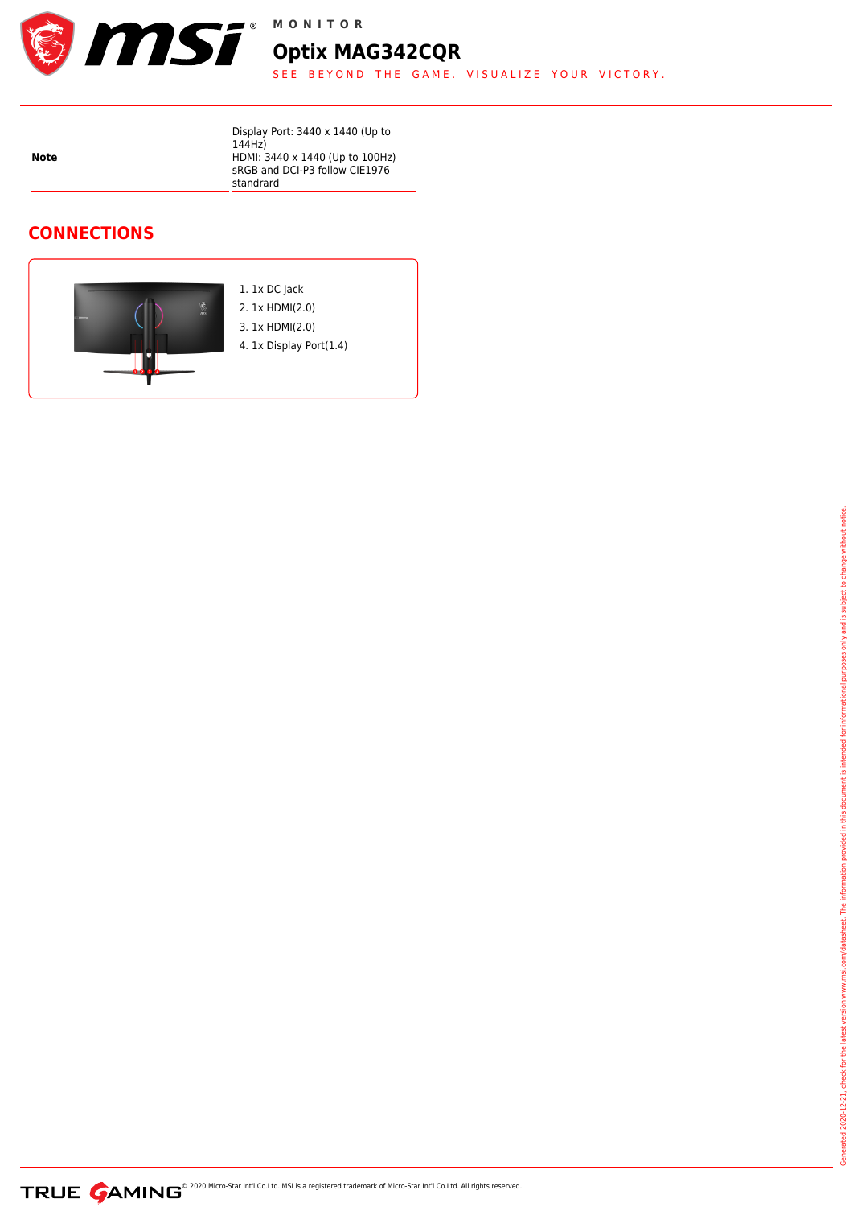| | |
|---|---|
| **Note** | Display Port: 3440 x 1440 (Up to 144Hz)<br>HDMI: 3440 x 1440 (Up to 100Hz)<br>sRGB and DCI-P3 follow CIE1976 standrard |

## CONNECTIONS

1. 1x DC Jack
2. 1x HDMI(2.0)
3. 1x HDMI(2.0)
4. 1x Display Port(1.4)